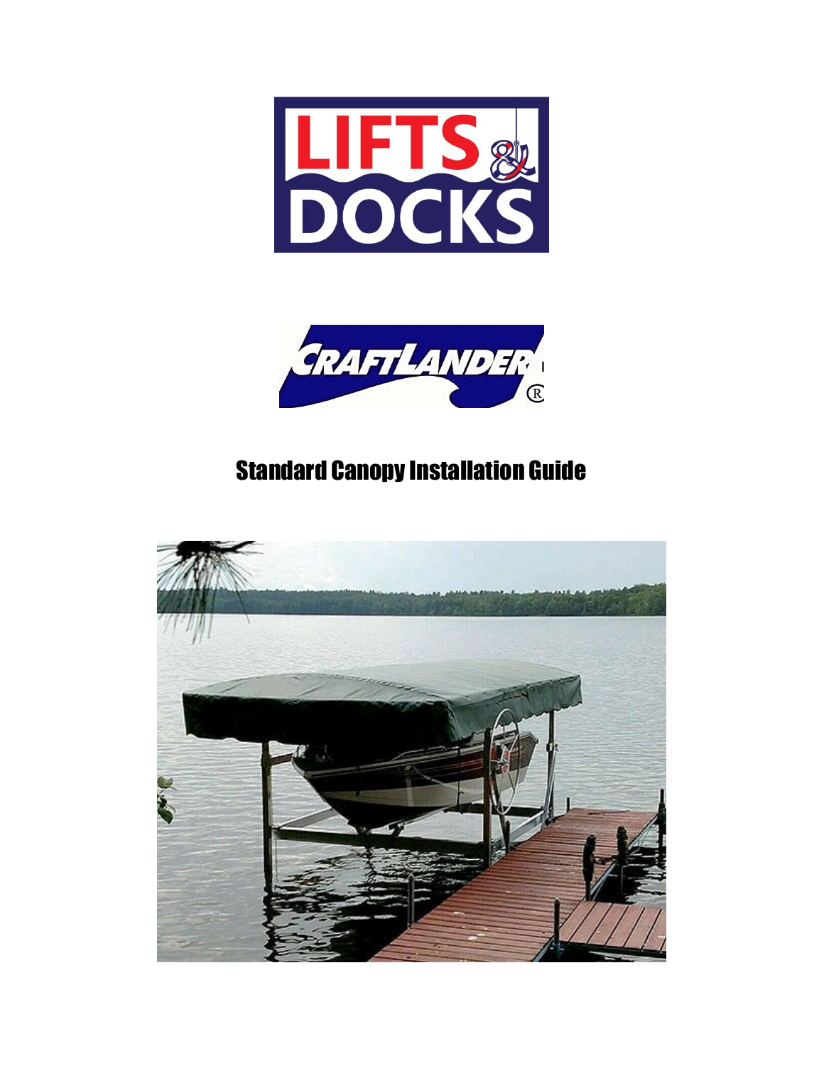LIFTS & DOCKS

CRAFTLANDER®

# Standard Canopy Installation Guide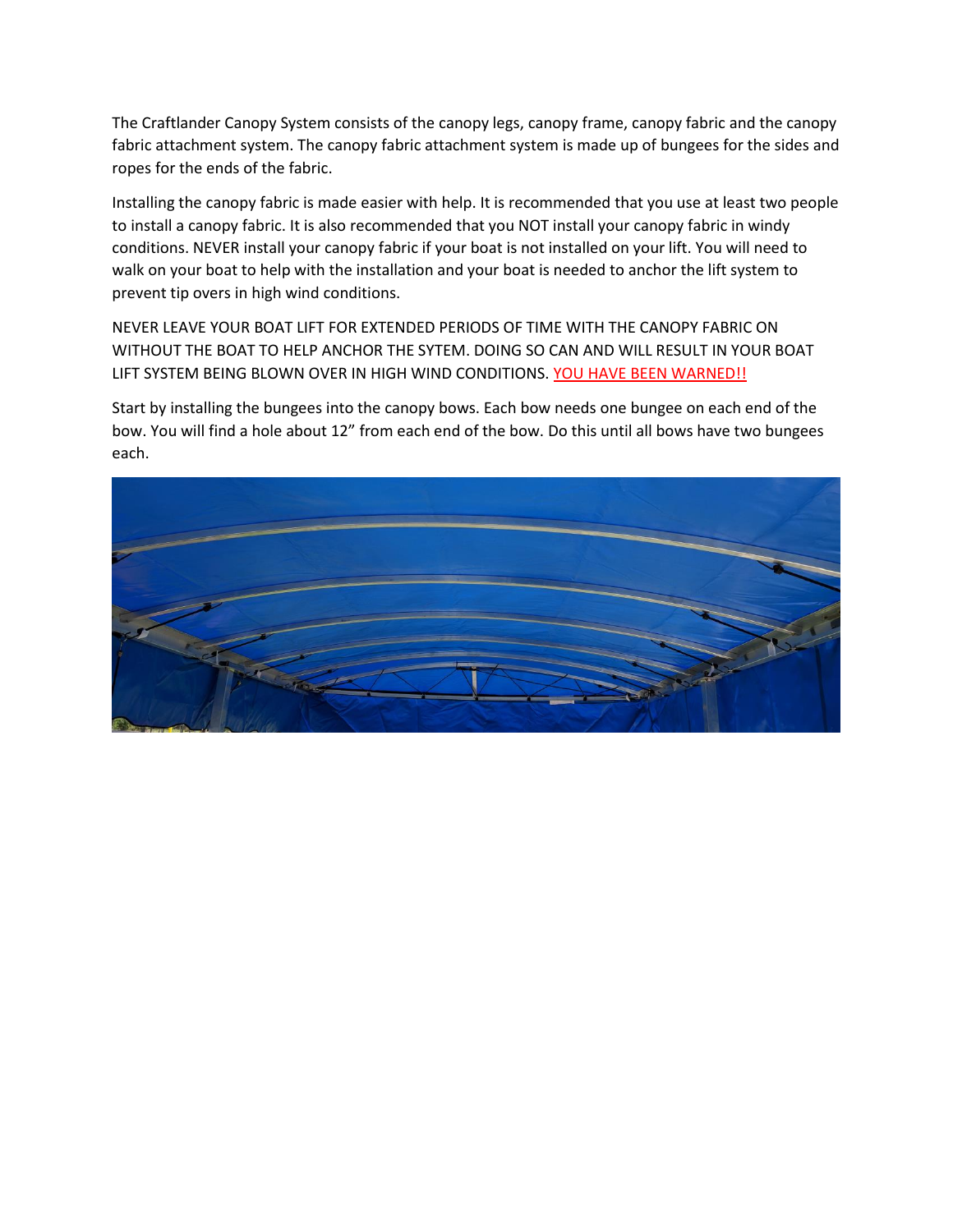The Craftlander Canopy System consists of the canopy legs, canopy frame, canopy fabric and the canopy fabric attachment system. The canopy fabric attachment system is made up of bungees for the sides and ropes for the ends of the fabric.

Installing the canopy fabric is made easier with help. It is recommended that you use at least two people to install a canopy fabric. It is also recommended that you NOT install your canopy fabric in windy conditions. NEVER install your canopy fabric if your boat is not installed on your lift. You will need to walk on your boat to help with the installation and your boat is needed to anchor the lift system to prevent tip overs in high wind conditions.

NEVER LEAVE YOUR BOAT LIFT FOR EXTENDED PERIODS OF TIME WITH THE CANOPY FABRIC ON WITHOUT THE BOAT TO HELP ANCHOR THE SYTEM. DOING SO CAN AND WILL RESULT IN YOUR BOAT LIFT SYSTEM BEING BLOWN OVER IN HIGH WIND CONDITIONS. YOU HAVE BEEN WARNED!!

Start by installing the bungees into the canopy bows. Each bow needs one bungee on each end of the bow. You will find a hole about 12" from each end of the bow. Do this until all bows have two bungees each.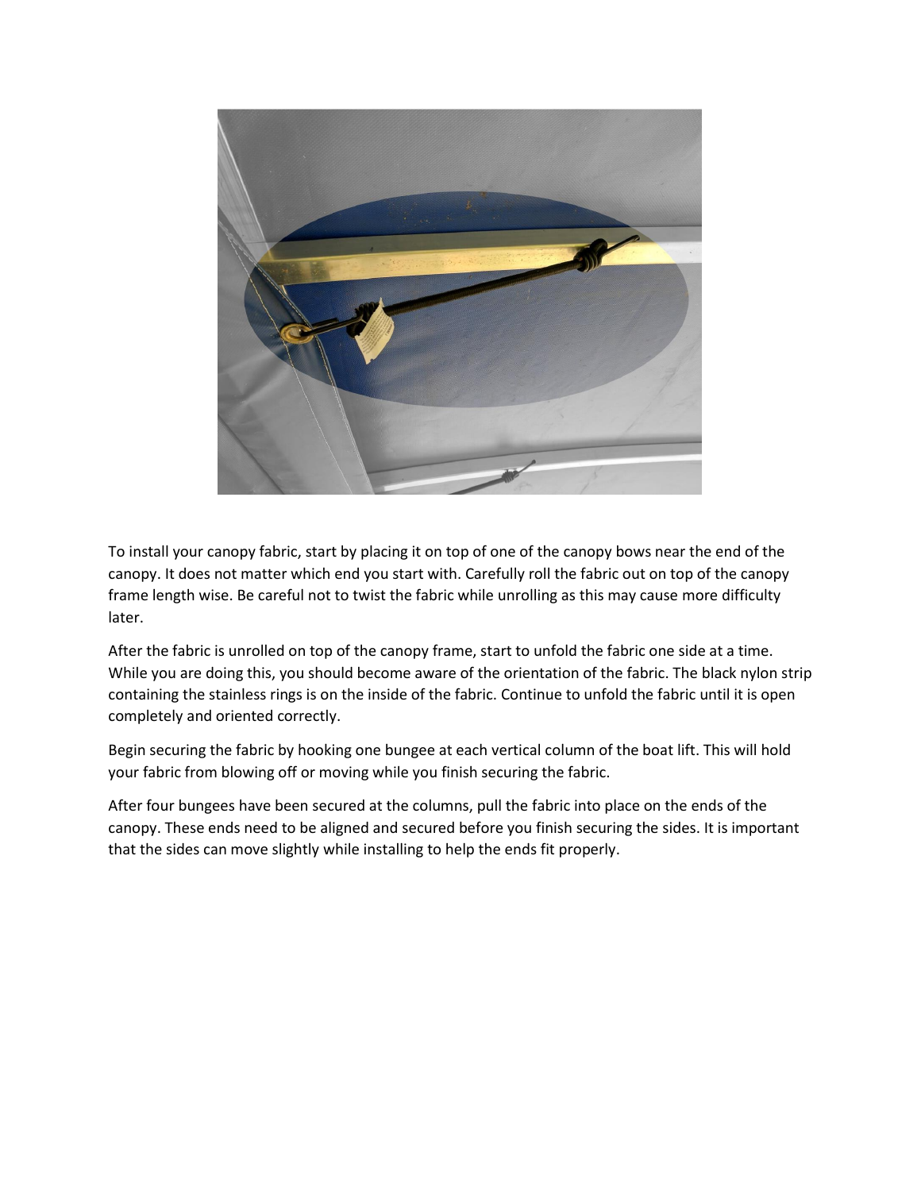To install your canopy fabric, start by placing it on top of one of the canopy bows near the end of the canopy. It does not matter which end you start with. Carefully roll the fabric out on top of the canopy frame length wise. Be careful not to twist the fabric while unrolling as this may cause more difficulty later.

After the fabric is unrolled on top of the canopy frame, start to unfold the fabric one side at a time. While you are doing this, you should become aware of the orientation of the fabric. The black nylon strip containing the stainless rings is on the inside of the fabric. Continue to unfold the fabric until it is open completely and oriented correctly.

Begin securing the fabric by hooking one bungee at each vertical column of the boat lift. This will hold your fabric from blowing off or moving while you finish securing the fabric.

After four bungees have been secured at the columns, pull the fabric into place on the ends of the canopy. These ends need to be aligned and secured before you finish securing the sides. It is important that the sides can move slightly while installing to help the ends fit properly.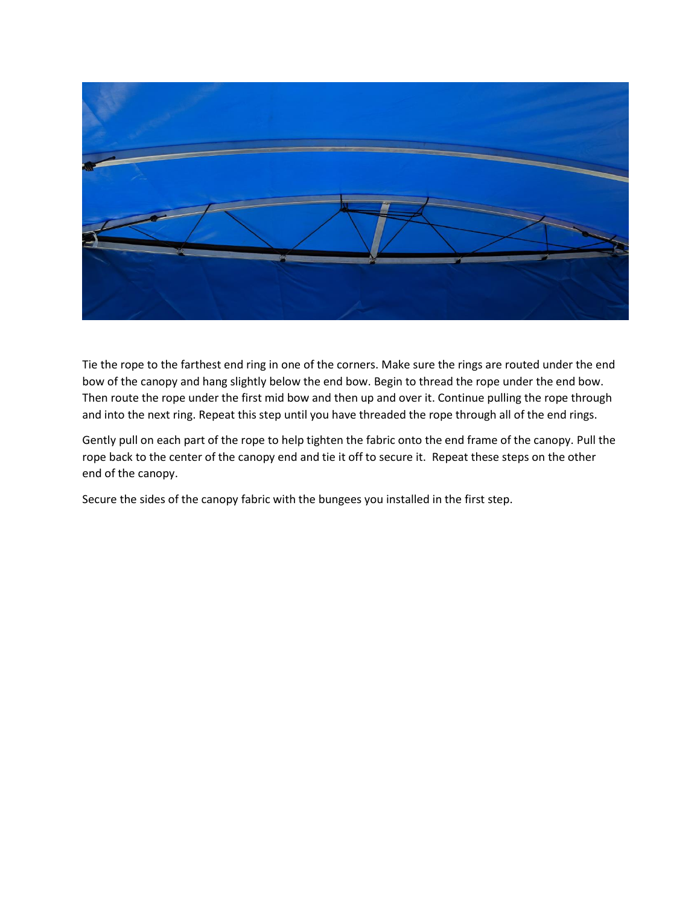Tie the rope to the farthest end ring in one of the corners. Make sure the rings are routed under the end bow of the canopy and hang slightly below the end bow. Begin to thread the rope under the end bow. Then route the rope under the first mid bow and then up and over it. Continue pulling the rope through and into the next ring. Repeat this step until you have threaded the rope through all of the end rings.

Gently pull on each part of the rope to help tighten the fabric onto the end frame of the canopy. Pull the rope back to the center of the canopy end and tie it off to secure it. Repeat these steps on the other end of the canopy.

Secure the sides of the canopy fabric with the bungees you installed in the first step.